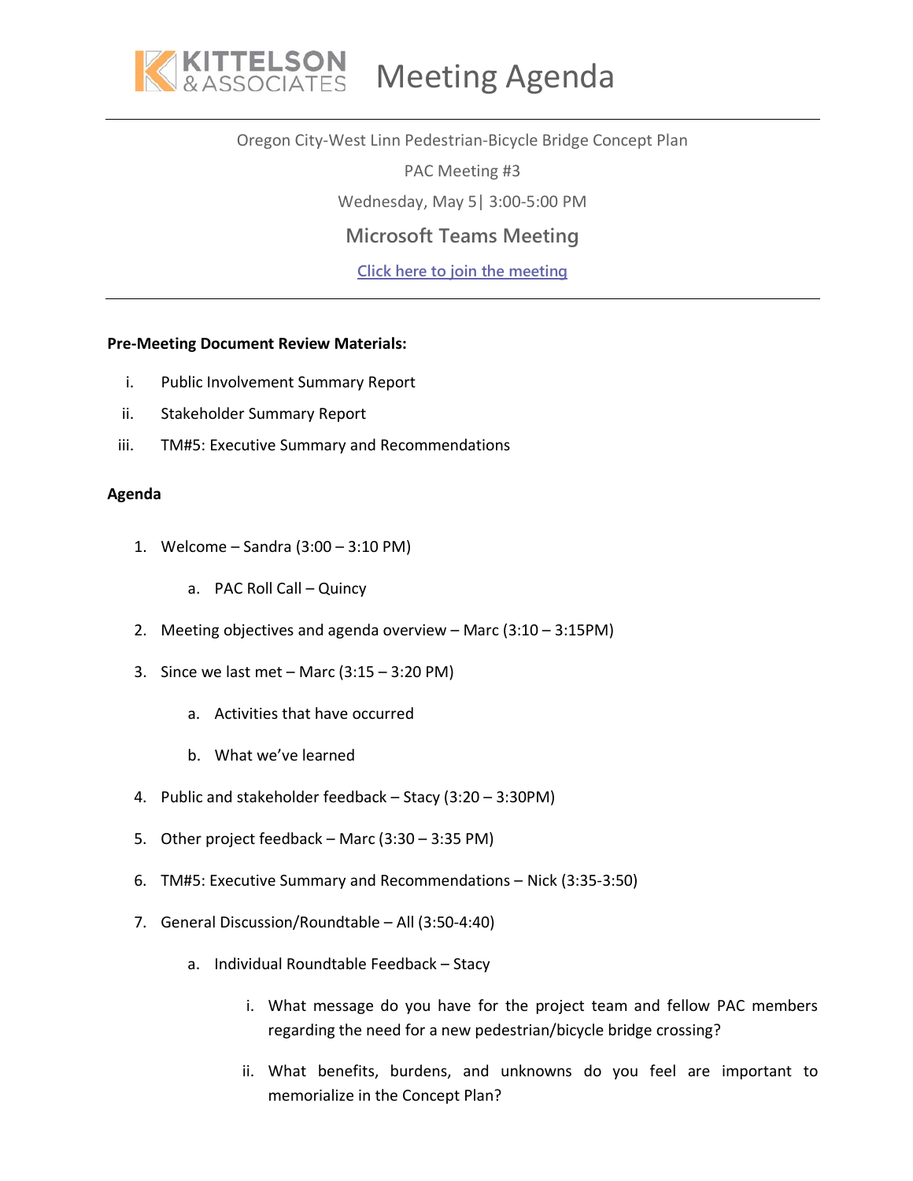# Meeting Agenda

Oregon City-West Linn Pedestrian-Bicycle Bridge Concept Plan

PAC Meeting #3

Wednesday, May 5| 3:00-5:00 PM

**Microsoft Teams Meeting**

[Click here to join the meeting]

---

**Pre-Meeting Document Review Materials:**

i. Public Involvement Summary Report
ii. Stakeholder Summary Report
iii. TM#5: Executive Summary and Recommendations

**Agenda**

1. Welcome – Sandra (3:00 – 3:10 PM)
   a. PAC Roll Call – Quincy
2. Meeting objectives and agenda overview – Marc (3:10 – 3:15PM)
3. Since we last met – Marc (3:15 – 3:20 PM)
   a. Activities that have occurred
   b. What we've learned
4. Public and stakeholder feedback – Stacy (3:20 – 3:30PM)
5. Other project feedback – Marc (3:30 – 3:35 PM)
6. TM#5: Executive Summary and Recommendations – Nick (3:35-3:50)
7. General Discussion/Roundtable – All (3:50-4:40)
   a. Individual Roundtable Feedback – Stacy
      i. What message do you have for the project team and fellow PAC members regarding the need for a new pedestrian/bicycle bridge crossing?
      ii. What benefits, burdens, and unknowns do you feel are important to memorialize in the Concept Plan?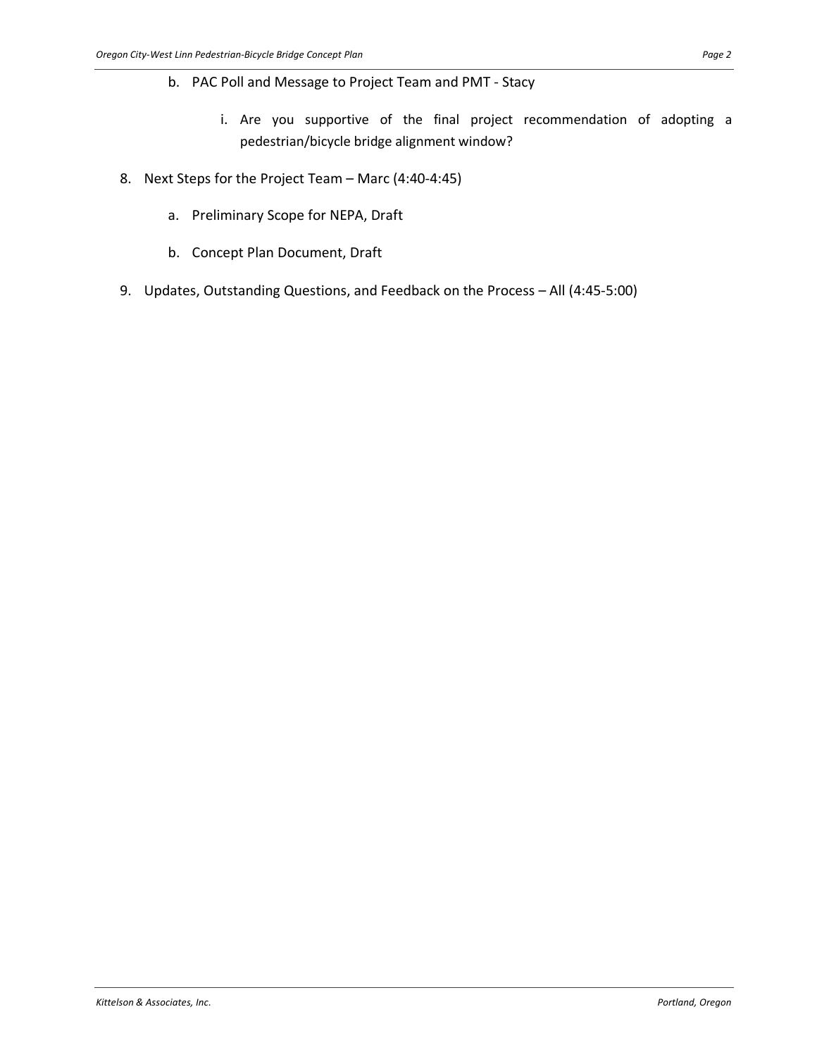b. PAC Poll and Message to Project Team and PMT - Stacy

    i. Are you supportive of the final project recommendation of adopting a pedestrian/bicycle bridge alignment window?

8. Next Steps for the Project Team – Marc (4:40-4:45)

    a. Preliminary Scope for NEPA, Draft

    b. Concept Plan Document, Draft

9. Updates, Outstanding Questions, and Feedback on the Process – All (4:45-5:00)